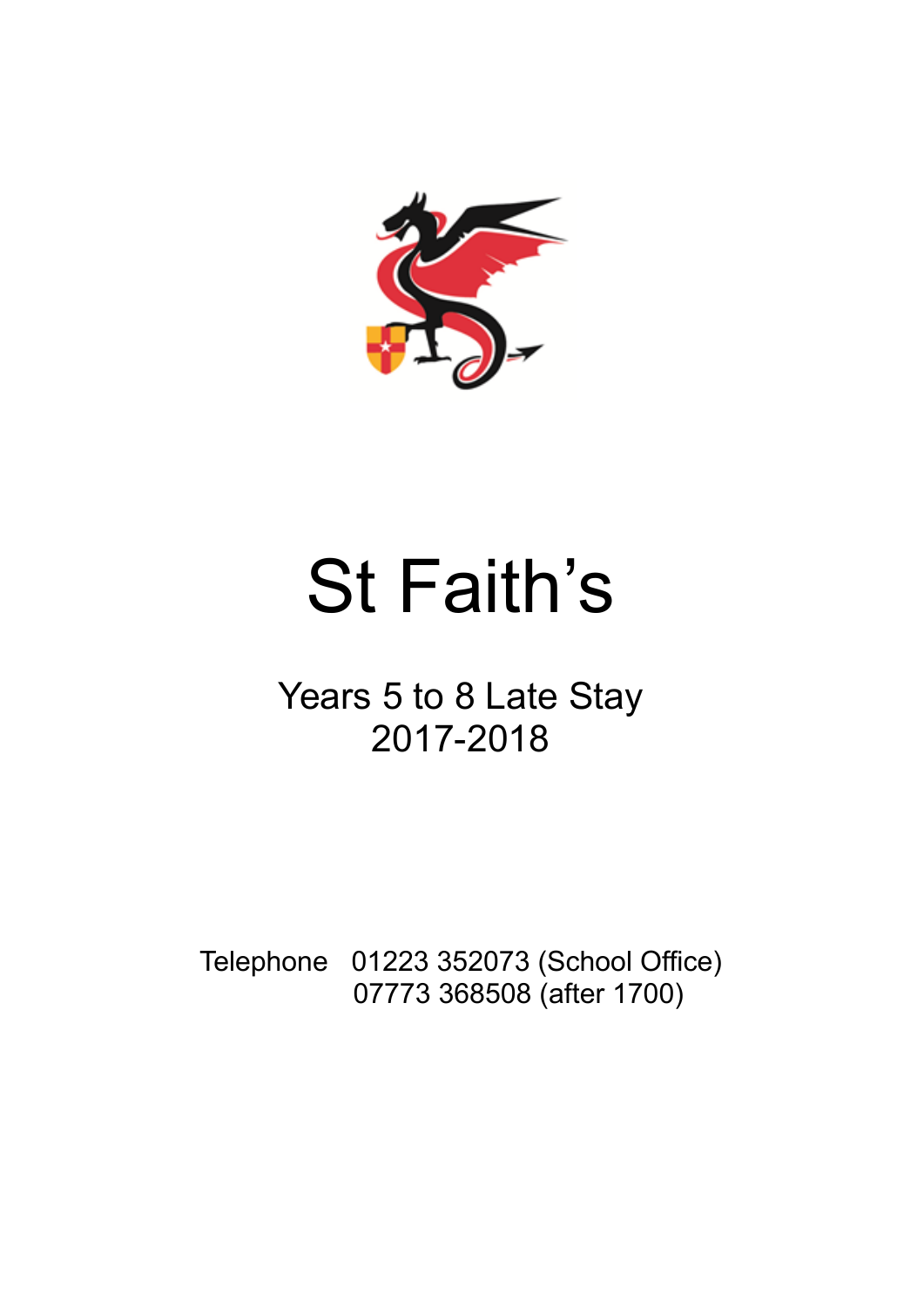# St Faith's

## Years 5 to 8 Late Stay
## 2017-2018

Telephone 01223 352073 (School Office)
07773 368508 (after 1700)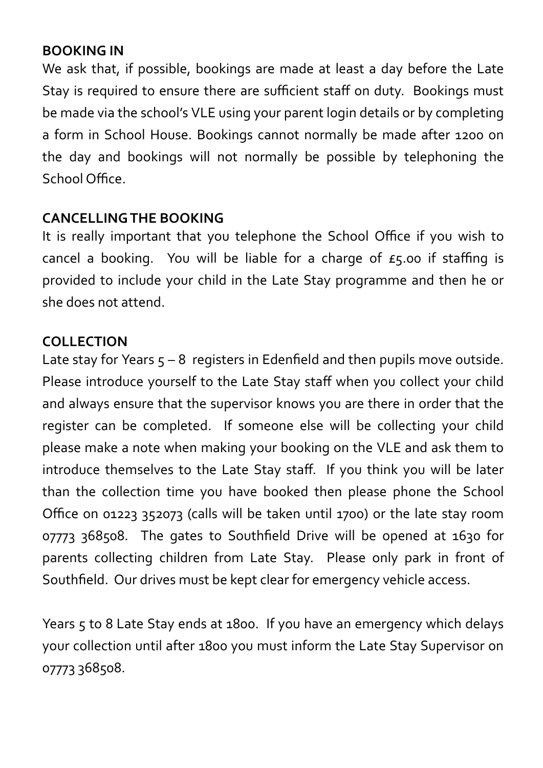**BOOKING IN**

We ask that, if possible, bookings are made at least a day before the Late Stay is required to ensure there are sufficient staff on duty. Bookings must be made via the school's VLE using your parent login details or by completing a form in School House. Bookings cannot normally be made after 1200 on the day and bookings will not normally be possible by telephoning the School Office.

**CANCELLING THE BOOKING**

It is really important that you telephone the School Office if you wish to cancel a booking. You will be liable for a charge of £5.00 if staffing is provided to include your child in the Late Stay programme and then he or she does not attend.

**COLLECTION**

Late stay for Years 5 – 8 registers in Edenfield and then pupils move outside. Please introduce yourself to the Late Stay staff when you collect your child and always ensure that the supervisor knows you are there in order that the register can be completed. If someone else will be collecting your child please make a note when making your booking on the VLE and ask them to introduce themselves to the Late Stay staff. If you think you will be later than the collection time you have booked then please phone the School Office on 01223 352073 (calls will be taken until 1700) or the late stay room 07773 368508. The gates to Southfield Drive will be opened at 1630 for parents collecting children from Late Stay. Please only park in front of Southfield. Our drives must be kept clear for emergency vehicle access.

Years 5 to 8 Late Stay ends at 1800. If you have an emergency which delays your collection until after 1800 you must inform the Late Stay Supervisor on 07773 368508.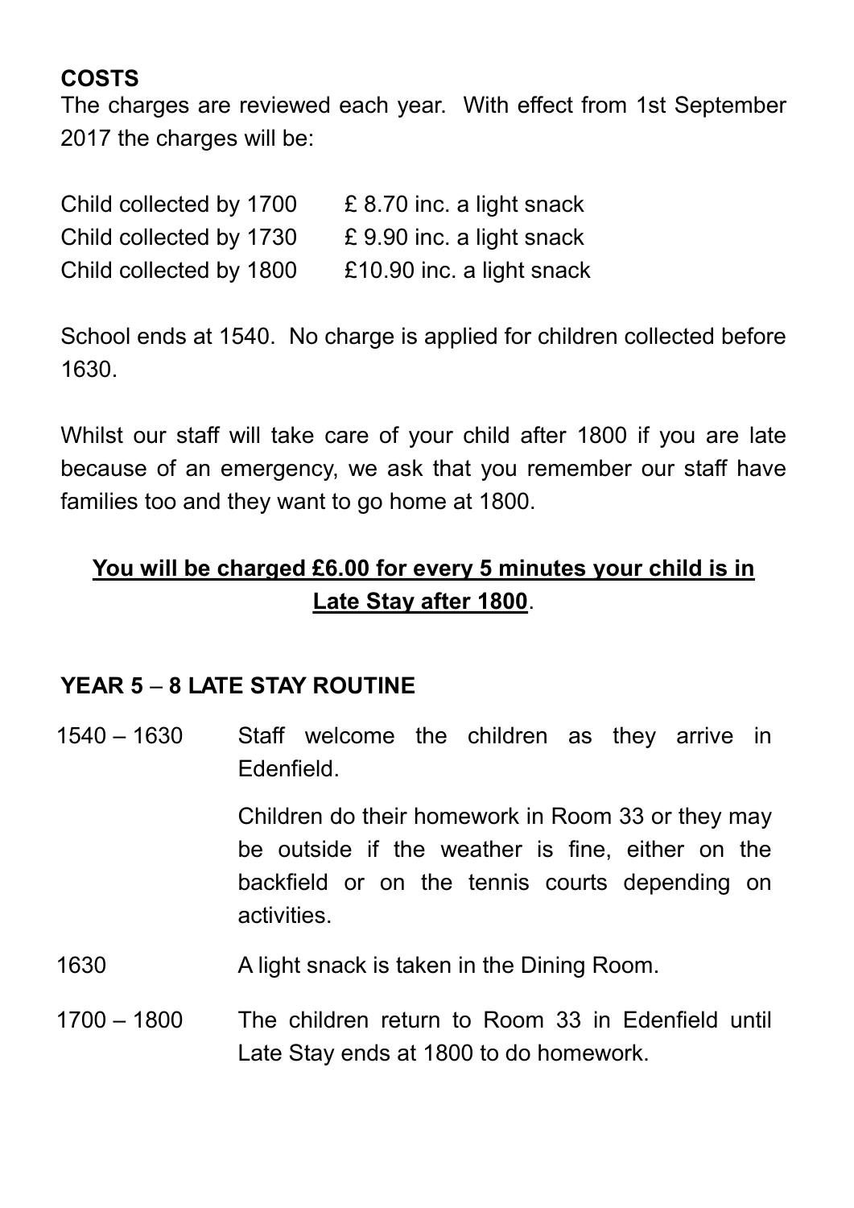**COSTS**

The charges are reviewed each year. With effect from 1st September 2017 the charges will be:

| | |
|---|---|
| Child collected by 1700 | £ 8.70 inc. a light snack |
| Child collected by 1730 | £ 9.90 inc. a light snack |
| Child collected by 1800 | £10.90 inc. a light snack |

School ends at 1540. No charge is applied for children collected before 1630.

Whilst our staff will take care of your child after 1800 if you are late because of an emergency, we ask that you remember our staff have families too and they want to go home at 1800.

**You will be charged £6.00 for every 5 minutes your child is in Late Stay after 1800**.

**YEAR 5 – 8 LATE STAY ROUTINE**

| | |
|---|---|
| 1540 – 1630 | Staff welcome the children as they arrive in Edenfield.<br><br>Children do their homework in Room 33 or they may be outside if the weather is fine, either on the backfield or on the tennis courts depending on activities. |
| 1630 | A light snack is taken in the Dining Room. |
| 1700 – 1800 | The children return to Room 33 in Edenfield until Late Stay ends at 1800 to do homework. |